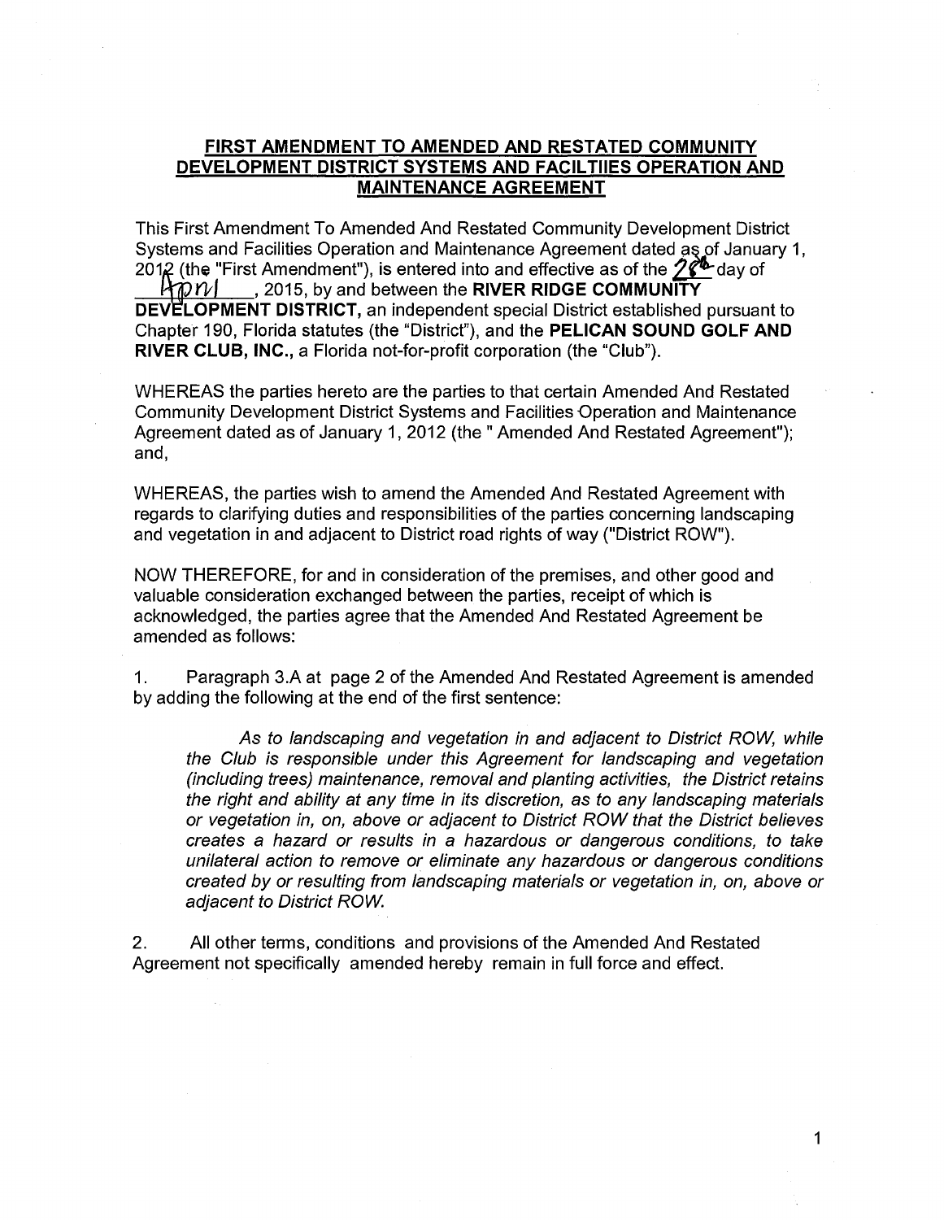# FIRST AMENDMENT TO AMENDED AND RESTATED COMMUNITY DEVELOPMENT DISTRICT SYSTEMS AND FACILTIIES OPERATION AND MAINTENANCE AGREEMENT

This First Amendment To Amended And Restated Community Development District Systems and Facilities Operation and Maintenance Agreement dated as of January 1, 2012 (the "First Amendment"), is entered into and effective as of the 28th day of April, 2015, by and between the **RIVER RIDGE COMMUNITY DEVELOPMENT DISTRICT,** an independent special District established pursuant to Chapter 190, Florida statutes (the "District"), and the **PELICAN SOUND GOLF AND RIVER CLUB, INC.,** a Florida not-for-profit corporation (the "Club").

WHEREAS the parties hereto are the parties to that certain Amended And Restated Community Development District Systems and Facilities Operation and Maintenance Agreement dated as of January 1, 2012 (the " Amended And Restated Agreement"); and,

WHEREAS, the parties wish to amend the Amended And Restated Agreement with regards to clarifying duties and responsibilities of the parties concerning landscaping and vegetation in and adjacent to District road rights of way ("District ROW").

NOW THEREFORE, for and in consideration of the premises, and other good and valuable consideration exchanged between the parties, receipt of which is acknowledged, the parties agree that the Amended And Restated Agreement be amended as follows:

1. Paragraph 3.A at page 2 of the Amended And Restated Agreement is amended by adding the following at the end of the first sentence:

> *As to landscaping and vegetation in and adjacent to District ROW, while the Club is responsible under this Agreement for landscaping and vegetation (including trees) maintenance, removal and planting activities, the District retains the right and ability at any time in its discretion, as to any landscaping materials or vegetation in, on, above or adjacent to District ROW that the District believes creates a hazard or results in a hazardous or dangerous conditions, to take unilateral action to remove or eliminate any hazardous or dangerous conditions created by or resulting from landscaping materials or vegetation in, on, above or adjacent to District ROW.*

2. All other terms, conditions and provisions of the Amended And Restated Agreement not specifically amended hereby remain in full force and effect.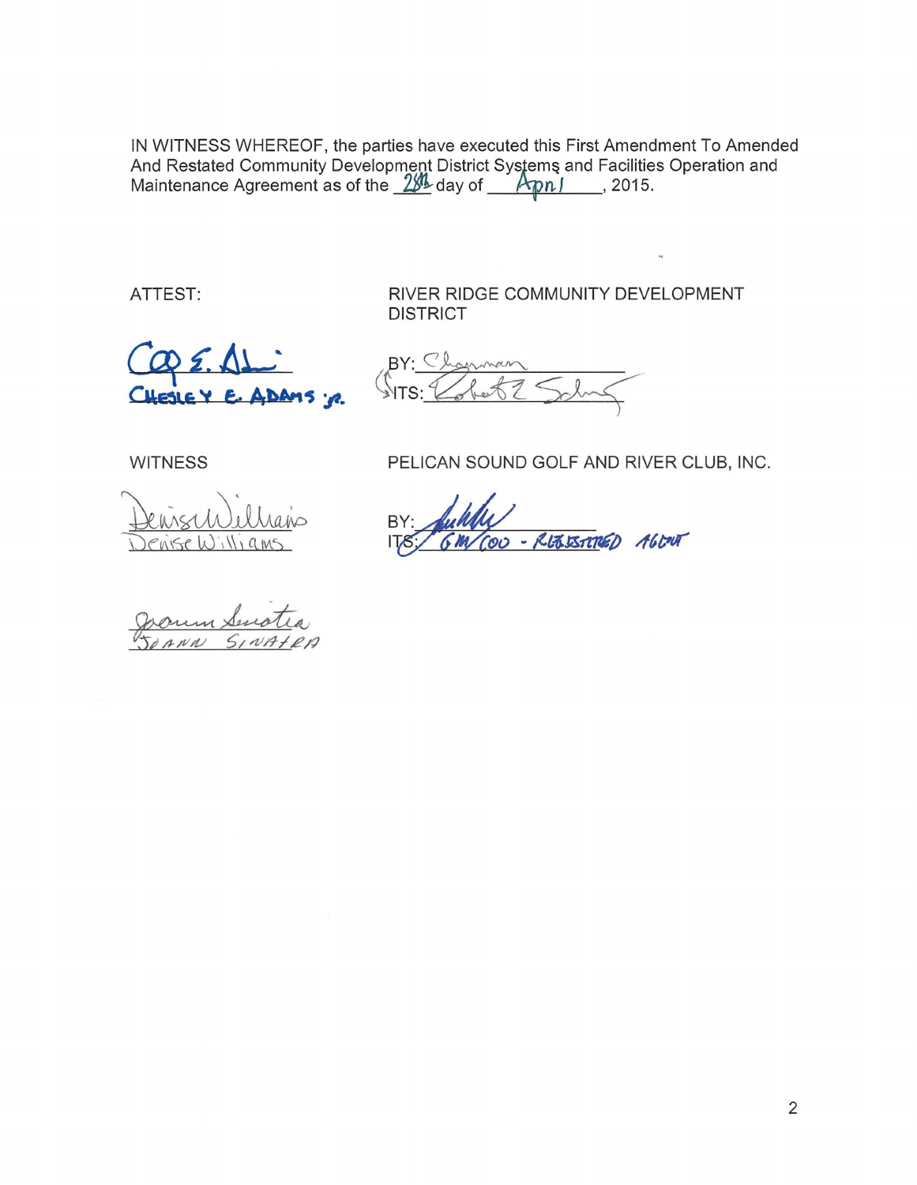IN WITNESS WHEREOF, the parties have executed this First Amendment To Amended And Restated Community Development District Systems and Facilities Operation and Maintenance Agreement as of the 28th day of April, 2015.

ATTEST:

CHESLEY E. ADAMS JR.

RIVER RIDGE COMMUNITY DEVELOPMENT DISTRICT

BY: Chairman

ITS: Robert Schorr

WITNESS

Denise Williams

Joann Sinatra

PELICAN SOUND GOLF AND RIVER CLUB, INC.

BY: ______________________

ITS: GM/COO - REGISTERED AGENT